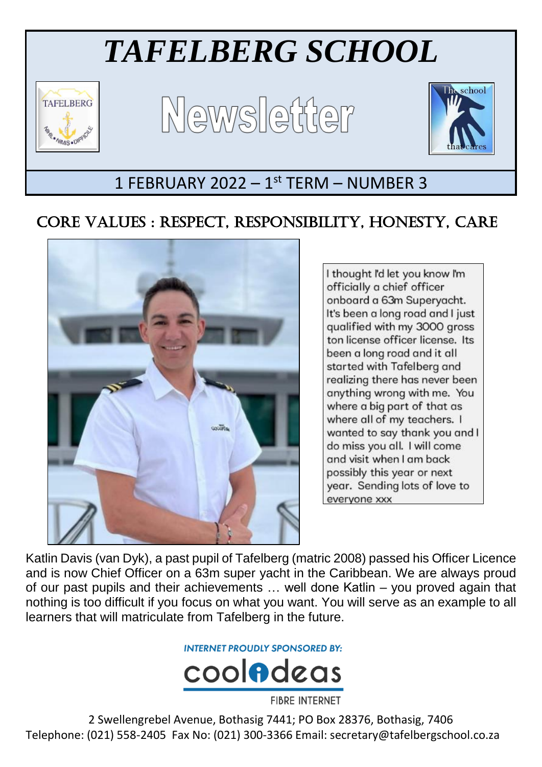# *TAFELBERG SCHOOL*

## Newsletter

The school that cares

### 1 FEBRUARY 2022 – 1st TERM – NUMBER 3

## CORE VALUES : RESPECT, RESPONSIBILITY, HONESTY, CARE

> I thought I'd let you know I'm officially a chief officer onboard a 63m Superyacht. It's been a long road and I just qualified with my 3000 gross ton license officer license. Its been a long road and it all started with Tafelberg and realizing there has never been anything wrong with me. You where a big part of that as where all of my teachers. I wanted to say thank you and I do miss you all. I will come and visit when I am back possibly this year or next year. Sending lots of love to everyone xxx

Katlin Davis (van Dyk), a past pupil of Tafelberg (matric 2008) passed his Officer Licence and is now Chief Officer on a 63m super yacht in the Caribbean. We are always proud of our past pupils and their achievements … well done Katlin – you proved again that nothing is too difficult if you focus on what you want. You will serve as an example to all learners that will matriculate from Tafelberg in the future.

**INTERNET PROUDLY SPONSORED BY:**

coolideas FIBRE INTERNET

2 Swellengrebel Avenue, Bothasig 7441; PO Box 28376, Bothasig, 7406
Telephone: (021) 558-2405 Fax No: (021) 300-3366 Email: secretary@tafelbergschool.co.za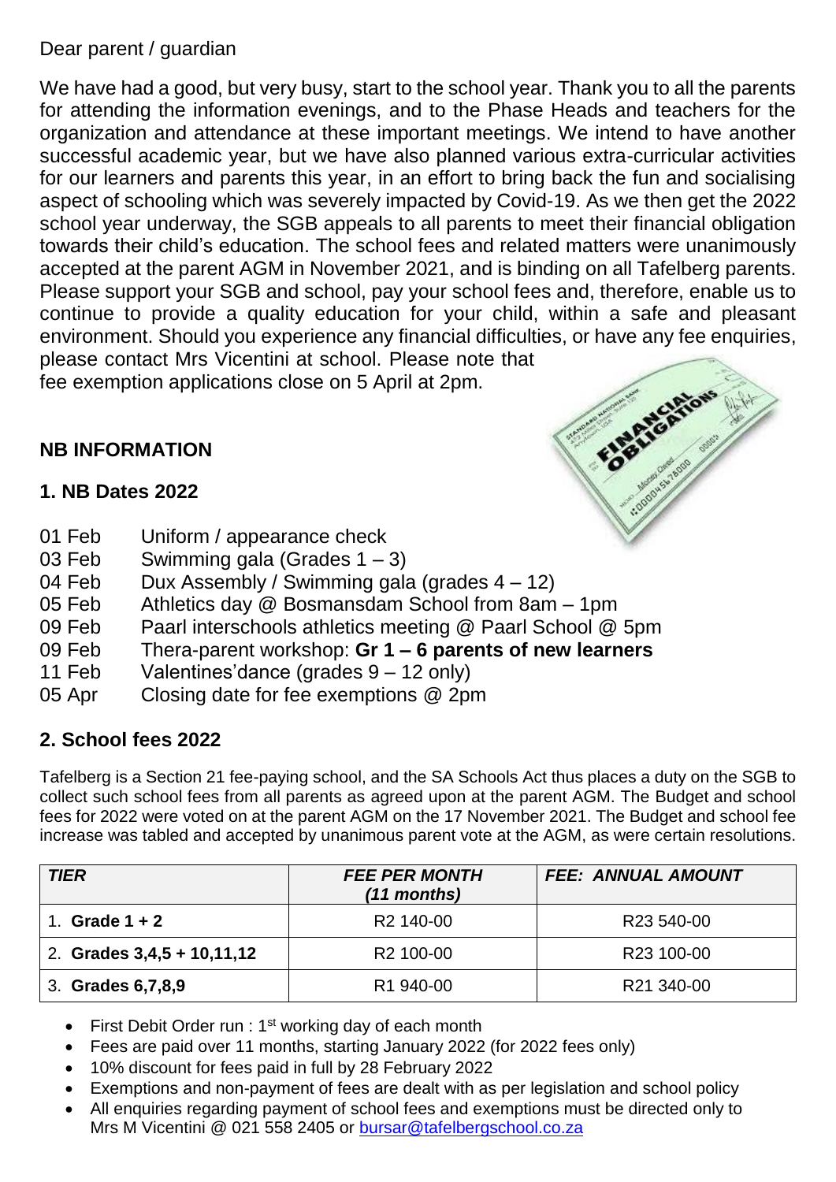Dear parent / guardian

We have had a good, but very busy, start to the school year. Thank you to all the parents for attending the information evenings, and to the Phase Heads and teachers for the organization and attendance at these important meetings. We intend to have another successful academic year, but we have also planned various extra-curricular activities for our learners and parents this year, in an effort to bring back the fun and socialising aspect of schooling which was severely impacted by Covid-19. As we then get the 2022 school year underway, the SGB appeals to all parents to meet their financial obligation towards their child's education. The school fees and related matters were unanimously accepted at the parent AGM in November 2021, and is binding on all Tafelberg parents. Please support your SGB and school, pay your school fees and, therefore, enable us to continue to provide a quality education for your child, within a safe and pleasant environment. Should you experience any financial difficulties, or have any fee enquiries, please contact Mrs Vicentini at school. Please note that fee exemption applications close on 5 April at 2pm.

## NB INFORMATION

### 1. NB Dates 2022

- 01 Feb Uniform / appearance check
- 03 Feb Swimming gala (Grades 1 – 3)
- 04 Feb Dux Assembly / Swimming gala (grades 4 – 12)
- 05 Feb Athletics day @ Bosmansdam School from 8am – 1pm
- 09 Feb Paarl interschools athletics meeting @ Paarl School @ 5pm
- 09 Feb Thera-parent workshop: **Gr 1 – 6 parents of new learners**
- 11 Feb Valentines'dance (grades 9 – 12 only)
- 05 Apr Closing date for fee exemptions @ 2pm

### 2. School fees 2022

Tafelberg is a Section 21 fee-paying school, and the SA Schools Act thus places a duty on the SGB to collect such school fees from all parents as agreed upon at the parent AGM. The Budget and school fees for 2022 were voted on at the parent AGM on the 17 November 2021. The Budget and school fee increase was tabled and accepted by unanimous parent vote at the AGM, as were certain resolutions.

| ***TIER*** | ***FEE PER MONTH (11 months)*** | ***FEE: ANNUAL AMOUNT*** |
|---|---|---|
| 1. **Grade 1 + 2** | R2 140-00 | R23 540-00 |
| 2. **Grades 3,4,5 + 10,11,12** | R2 100-00 | R23 100-00 |
| 3. **Grades 6,7,8,9** | R1 940-00 | R21 340-00 |

- First Debit Order run : 1st working day of each month
- Fees are paid over 11 months, starting January 2022 (for 2022 fees only)
- 10% discount for fees paid in full by 28 February 2022
- Exemptions and non-payment of fees are dealt with as per legislation and school policy
- All enquiries regarding payment of school fees and exemptions must be directed only to Mrs M Vicentini @ 021 558 2405 or bursar@tafelbergschool.co.za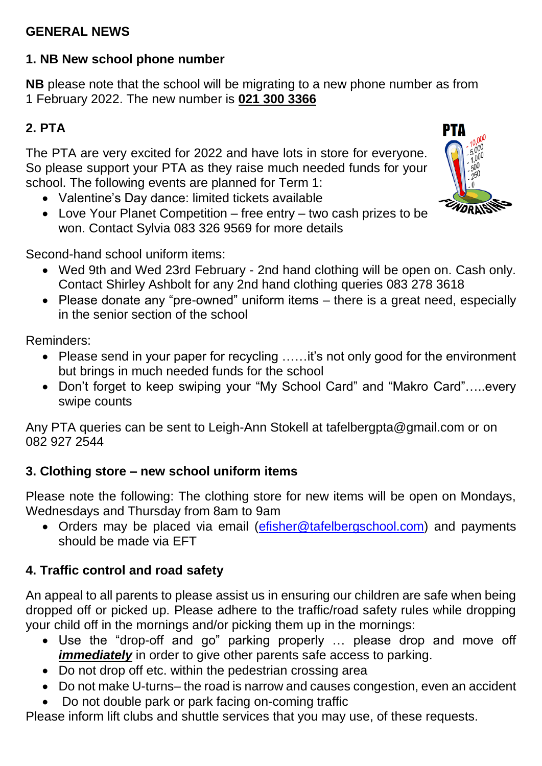# GENERAL NEWS

## 1. NB New school phone number

**NB** please note that the school will be migrating to a new phone number as from 1 February 2022. The new number is **021 300 3366**

## 2. PTA

The PTA are very excited for 2022 and have lots in store for everyone. So please support your PTA as they raise much needed funds for your school. The following events are planned for Term 1:

- Valentine's Day dance: limited tickets available
- Love Your Planet Competition – free entry – two cash prizes to be won. Contact Sylvia 083 326 9569 for more details

Second-hand school uniform items:

- Wed 9th and Wed 23rd February - 2nd hand clothing will be open on. Cash only. Contact Shirley Ashbolt for any 2nd hand clothing queries 083 278 3618
- Please donate any "pre-owned" uniform items – there is a great need, especially in the senior section of the school

Reminders:

- Please send in your paper for recycling ……it's not only good for the environment but brings in much needed funds for the school
- Don't forget to keep swiping your "My School Card" and "Makro Card"…..every swipe counts

Any PTA queries can be sent to Leigh-Ann Stokell at tafelbergpta@gmail.com or on 082 927 2544

## 3. Clothing store – new school uniform items

Please note the following: The clothing store for new items will be open on Mondays, Wednesdays and Thursday from 8am to 9am

- Orders may be placed via email (efisher@tafelbergschool.com) and payments should be made via EFT

## 4. Traffic control and road safety

An appeal to all parents to please assist us in ensuring our children are safe when being dropped off or picked up. Please adhere to the traffic/road safety rules while dropping your child off in the mornings and/or picking them up in the mornings:

- Use the "drop-off and go" parking properly … please drop and move off ***immediately*** in order to give other parents safe access to parking.
- Do not drop off etc. within the pedestrian crossing area
- Do not make U-turns– the road is narrow and causes congestion, even an accident
- Do not double park or park facing on-coming traffic

Please inform lift clubs and shuttle services that you may use, of these requests.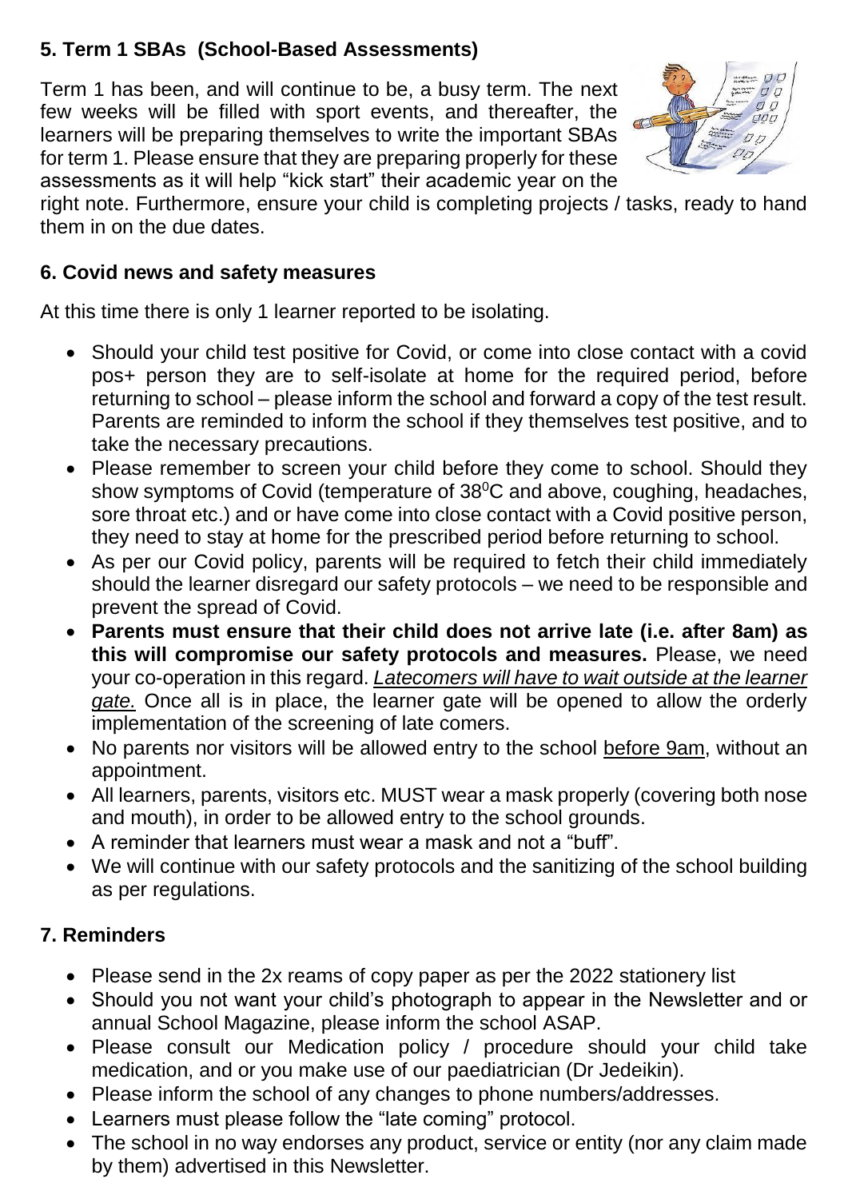### 5. Term 1 SBAs (School-Based Assessments)

Term 1 has been, and will continue to be, a busy term. The next few weeks will be filled with sport events, and thereafter, the learners will be preparing themselves to write the important SBAs for term 1. Please ensure that they are preparing properly for these assessments as it will help "kick start" their academic year on the right note. Furthermore, ensure your child is completing projects / tasks, ready to hand them in on the due dates.

### 6. Covid news and safety measures

At this time there is only 1 learner reported to be isolating.

- Should your child test positive for Covid, or come into close contact with a covid pos+ person they are to self-isolate at home for the required period, before returning to school – please inform the school and forward a copy of the test result. Parents are reminded to inform the school if they themselves test positive, and to take the necessary precautions.
- Please remember to screen your child before they come to school. Should they show symptoms of Covid (temperature of $38^0$C and above, coughing, headaches, sore throat etc.) and or have come into close contact with a Covid positive person, they need to stay at home for the prescribed period before returning to school.
- As per our Covid policy, parents will be required to fetch their child immediately should the learner disregard our safety protocols – we need to be responsible and prevent the spread of Covid.
- **Parents must ensure that their child does not arrive late (i.e. after 8am) as this will compromise our safety protocols and measures.** Please, we need your co-operation in this regard. *Latecomers will have to wait outside at the learner gate.* Once all is in place, the learner gate will be opened to allow the orderly implementation of the screening of late comers.
- No parents nor visitors will be allowed entry to the school before 9am, without an appointment.
- All learners, parents, visitors etc. MUST wear a mask properly (covering both nose and mouth), in order to be allowed entry to the school grounds.
- A reminder that learners must wear a mask and not a "buff".
- We will continue with our safety protocols and the sanitizing of the school building as per regulations.

### 7. Reminders

- Please send in the 2x reams of copy paper as per the 2022 stationery list
- Should you not want your child's photograph to appear in the Newsletter and or annual School Magazine, please inform the school ASAP.
- Please consult our Medication policy / procedure should your child take medication, and or you make use of our paediatrician (Dr Jedeikin).
- Please inform the school of any changes to phone numbers/addresses.
- Learners must please follow the "late coming" protocol.
- The school in no way endorses any product, service or entity (nor any claim made by them) advertised in this Newsletter.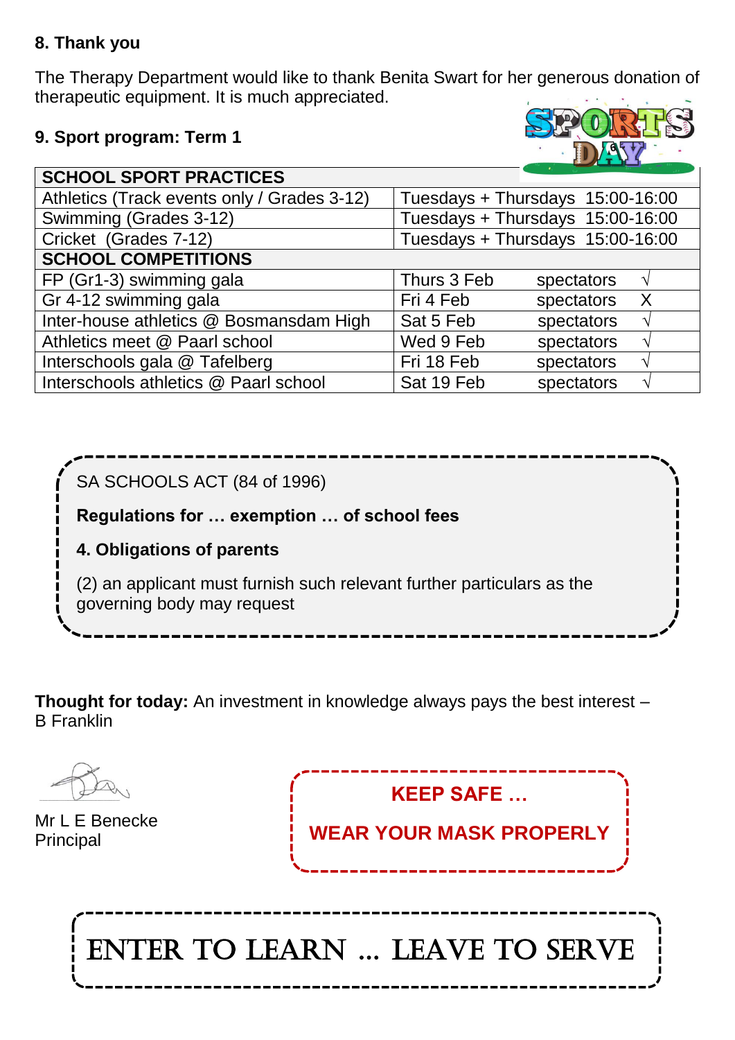**8. Thank you**

The Therapy Department would like to thank Benita Swart for her generous donation of therapeutic equipment. It is much appreciated.

**9. Sport program: Term 1**

| | | | |
|---|---|---|---|
| **SCHOOL SPORT PRACTICES** | | | |
| Athletics (Track events only / Grades 3-12) | Tuesdays + Thursdays 15:00-16:00 | | |
| Swimming (Grades 3-12) | Tuesdays + Thursdays 15:00-16:00 | | |
| Cricket (Grades 7-12) | Tuesdays + Thursdays 15:00-16:00 | | |
| **SCHOOL COMPETITIONS** | | | |
| FP (Gr1-3) swimming gala | Thurs 3 Feb | spectators | √ |
| Gr 4-12 swimming gala | Fri 4 Feb | spectators | X |
| Inter-house athletics @ Bosmansdam High | Sat 5 Feb | spectators | √ |
| Athletics meet @ Paarl school | Wed 9 Feb | spectators | √ |
| Interschools gala @ Tafelberg | Fri 18 Feb | spectators | √ |
| Interschools athletics @ Paarl school | Sat 19 Feb | spectators | √ |

SA SCHOOLS ACT (84 of 1996)

**Regulations for … exemption … of school fees**

**4. Obligations of parents**

(2) an applicant must furnish such relevant further particulars as the governing body may request

**Thought for today:** An investment in knowledge always pays the best interest – B Franklin

Mr L E Benecke
Principal

**KEEP SAFE …**

**WEAR YOUR MASK PROPERLY**

ENTER TO LEARN … LEAVE TO SERVE